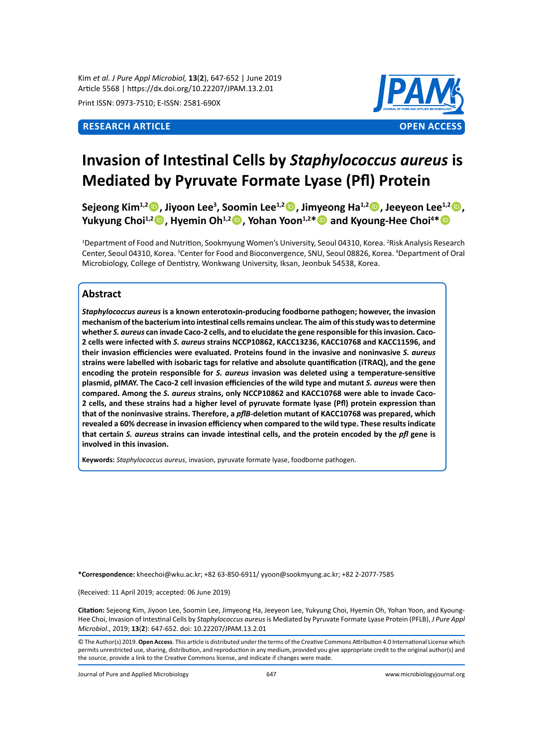Kim *et al. J Pure Appl Microbiol,* **13**(**2**), 647-652 | June 2019
Article 5568 | https://dx.doi.org/10.22207/JPAM.13.2.01

Print ISSN: 0973-7510; E-ISSN: 2581-690X

**RESEARCH ARTICLE** **OPEN ACCESS**

# Invasion of Intestinal Cells by *Staphylococcus aureus* is Mediated by Pyruvate Formate Lyase (Pfl) Protein

**Sejeong Kim[1,2], Jiyoon Lee[3], Soomin Lee[1,2], Jimyeong Ha[1,2], Jeeyeon Lee[1,2], Yukyung Choi[1,2], Hyemin Oh[1,2], Yohan Yoon[1,2]\* and Kyoung-Hee Choi[4]\***

[1]Department of Food and Nutrition, Sookmyung Women's University, Seoul 04310, Korea. [2]Risk Analysis Research Center, Seoul 04310, Korea. [3]Center for Food and Bioconvergence, SNU, Seoul 08826, Korea. [4]Department of Oral Microbiology, College of Dentistry, Wonkwang University, Iksan, Jeonbuk 54538, Korea.

## Abstract

***Staphylococcus aureus* is a known enterotoxin-producing foodborne pathogen; however, the invasion mechanism of the bacterium into intestinal cells remains unclear. The aim of this study was to determine whether *S. aureus* can invade Caco-2 cells, and to elucidate the gene responsible for this invasion. Caco-2 cells were infected with *S. aureus* strains NCCP10862, KACC13236, KACC10768 and KACC11596, and their invasion efficiencies were evaluated. Proteins found in the invasive and noninvasive *S. aureus* strains were labelled with isobaric tags for relative and absolute quantification (iTRAQ), and the gene encoding the protein responsible for *S. aureus* invasion was deleted using a temperature-sensitive plasmid, pIMAY. The Caco-2 cell invasion efficiencies of the wild type and mutant *S. aureus* were then compared. Among the *S. aureus* strains, only NCCP10862 and KACC10768 were able to invade Caco-2 cells, and these strains had a higher level of pyruvate formate lyase (Pfl) protein expression than that of the noninvasive strains. Therefore, a *pflB*-deletion mutant of KACC10768 was prepared, which revealed a 60% decrease in invasion efficiency when compared to the wild type. These results indicate that certain *S. aureus* strains can invade intestinal cells, and the protein encoded by the *pfl* gene is involved in this invasion.**

**Keywords:** *Staphylococcus aureus*, invasion, pyruvate formate lyase, foodborne pathogen.

**\*Correspondence:** kheechoi@wku.ac.kr; +82 63-850-6911/ yyoon@sookmyung.ac.kr; +82 2-2077-7585

(Received: 11 April 2019; accepted: 06 June 2019)

**Citation:** Sejeong Kim, Jiyoon Lee, Soomin Lee, Jimyeong Ha, Jeeyeon Lee, Yukyung Choi, Hyemin Oh, Yohan Yoon, and Kyoung-Hee Choi, Invasion of Intestinal Cells by *Staphylococcus aureus* is Mediated by Pyruvate Formate Lyase Protein (PFLB), *J Pure Appl Microbiol*., 2019; **13**(**2**): 647-652. doi: 10.22207/JPAM.13.2.01

© The Author(s) 2019. **Open Access**. This article is distributed under the terms of the Creative Commons Attribution 4.0 International License which permits unrestricted use, sharing, distribution, and reproduction in any medium, provided you give appropriate credit to the original author(s) and the source, provide a link to the Creative Commons license, and indicate if changes were made.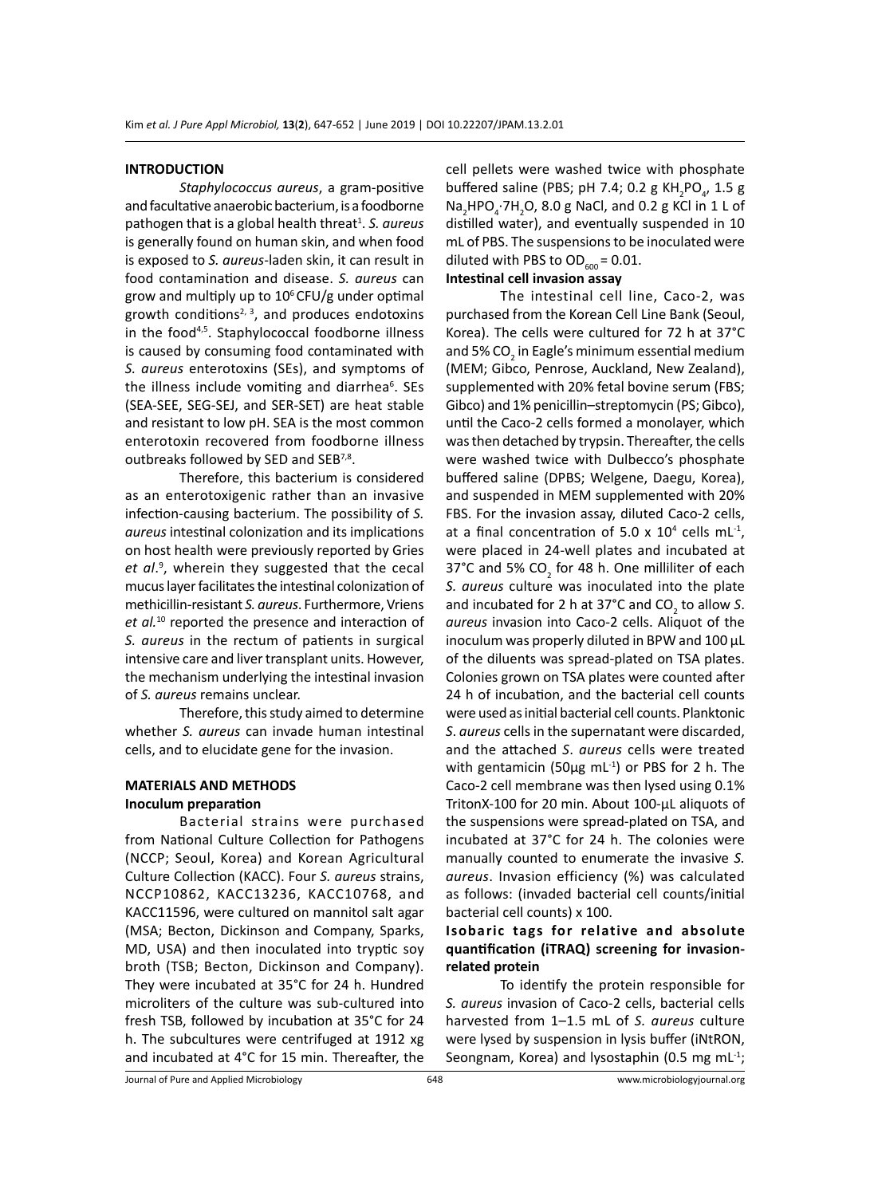## INTRODUCTION

*Staphylococcus aureus*, a gram-positive and facultative anaerobic bacterium, is a foodborne pathogen that is a global health threat[1]. *S. aureus* is generally found on human skin, and when food is exposed to *S. aureus*-laden skin, it can result in food contamination and disease. *S. aureus* can grow and multiply up to $10^6$ CFU/g under optimal growth conditions[2, 3], and produces endotoxins in the food[4,5]. Staphylococcal foodborne illness is caused by consuming food contaminated with *S. aureus* enterotoxins (SEs), and symptoms of the illness include vomiting and diarrhea[6]. SEs (SEA-SEE, SEG-SEJ, and SER-SET) are heat stable and resistant to low pH. SEA is the most common enterotoxin recovered from foodborne illness outbreaks followed by SED and SEB[7,8].

Therefore, this bacterium is considered as an enterotoxigenic rather than an invasive infection-causing bacterium. The possibility of *S. aureus* intestinal colonization and its implications on host health were previously reported by Gries *et al*.[9], wherein they suggested that the cecal mucus layer facilitates the intestinal colonization of methicillin-resistant *S. aureus*. Furthermore, Vriens *et al.*[10] reported the presence and interaction of *S. aureus* in the rectum of patients in surgical intensive care and liver transplant units. However, the mechanism underlying the intestinal invasion of *S. aureus* remains unclear.

Therefore, this study aimed to determine whether *S. aureus* can invade human intestinal cells, and to elucidate gene for the invasion.

## MATERIALS AND METHODS

### Inoculum preparation

Bacterial strains were purchased from National Culture Collection for Pathogens (NCCP; Seoul, Korea) and Korean Agricultural Culture Collection (KACC). Four *S. aureus* strains, NCCP10862, KACC13236, KACC10768, and KACC11596, were cultured on mannitol salt agar (MSA; Becton, Dickinson and Company, Sparks, MD, USA) and then inoculated into tryptic soy broth (TSB; Becton, Dickinson and Company). They were incubated at 35°C for 24 h. Hundred microliters of the culture was sub-cultured into fresh TSB, followed by incubation at 35°C for 24 h. The subcultures were centrifuged at 1912 xg and incubated at 4°C for 15 min. Thereafter, the cell pellets were washed twice with phosphate buffered saline (PBS; pH 7.4; 0.2 g $KH_2PO_4$, 1.5 g $Na_2HPO_4{\cdot}7H_2O$, 8.0 g NaCl, and 0.2 g KCl in 1 L of distilled water), and eventually suspended in 10 mL of PBS. The suspensions to be inoculated were diluted with PBS to $OD_{600}$ = 0.01.

### Intestinal cell invasion assay

The intestinal cell line, Caco-2, was purchased from the Korean Cell Line Bank (Seoul, Korea). The cells were cultured for 72 h at 37°C and 5% $CO_2$ in Eagle's minimum essential medium (MEM; Gibco, Penrose, Auckland, New Zealand), supplemented with 20% fetal bovine serum (FBS; Gibco) and 1% penicillin–streptomycin (PS; Gibco), until the Caco-2 cells formed a monolayer, which was then detached by trypsin. Thereafter, the cells were washed twice with Dulbecco's phosphate buffered saline (DPBS; Welgene, Daegu, Korea), and suspended in MEM supplemented with 20% FBS. For the invasion assay, diluted Caco-2 cells, at a final concentration of 5.0 x $10^4$ cells $mL^{-1}$, were placed in 24-well plates and incubated at 37°C and 5% $CO_2$ for 48 h. One milliliter of each *S. aureus* culture was inoculated into the plate and incubated for 2 h at 37°C and $CO_2$ to allow *S. aureus* invasion into Caco-2 cells. Aliquot of the inoculum was properly diluted in BPW and 100 µL of the diluents was spread-plated on TSA plates. Colonies grown on TSA plates were counted after 24 h of incubation, and the bacterial cell counts were used as initial bacterial cell counts. Planktonic *S. aureus* cells in the supernatant were discarded, and the attached *S. aureus* cells were treated with gentamicin (50µg $mL^{-1}$) or PBS for 2 h. The Caco-2 cell membrane was then lysed using 0.1% TritonX-100 for 20 min. About 100-µL aliquots of the suspensions were spread-plated on TSA, and incubated at 37°C for 24 h. The colonies were manually counted to enumerate the invasive *S. aureus*. Invasion efficiency (%) was calculated as follows: (invaded bacterial cell counts/initial bacterial cell counts) x 100.

### Isobaric tags for relative and absolute quantification (iTRAQ) screening for invasion-related protein

To identify the protein responsible for *S. aureus* invasion of Caco-2 cells, bacterial cells harvested from 1–1.5 mL of *S. aureus* culture were lysed by suspension in lysis buffer (iNtRON, Seongnam, Korea) and lysostaphin (0.5 mg $mL^{-1}$;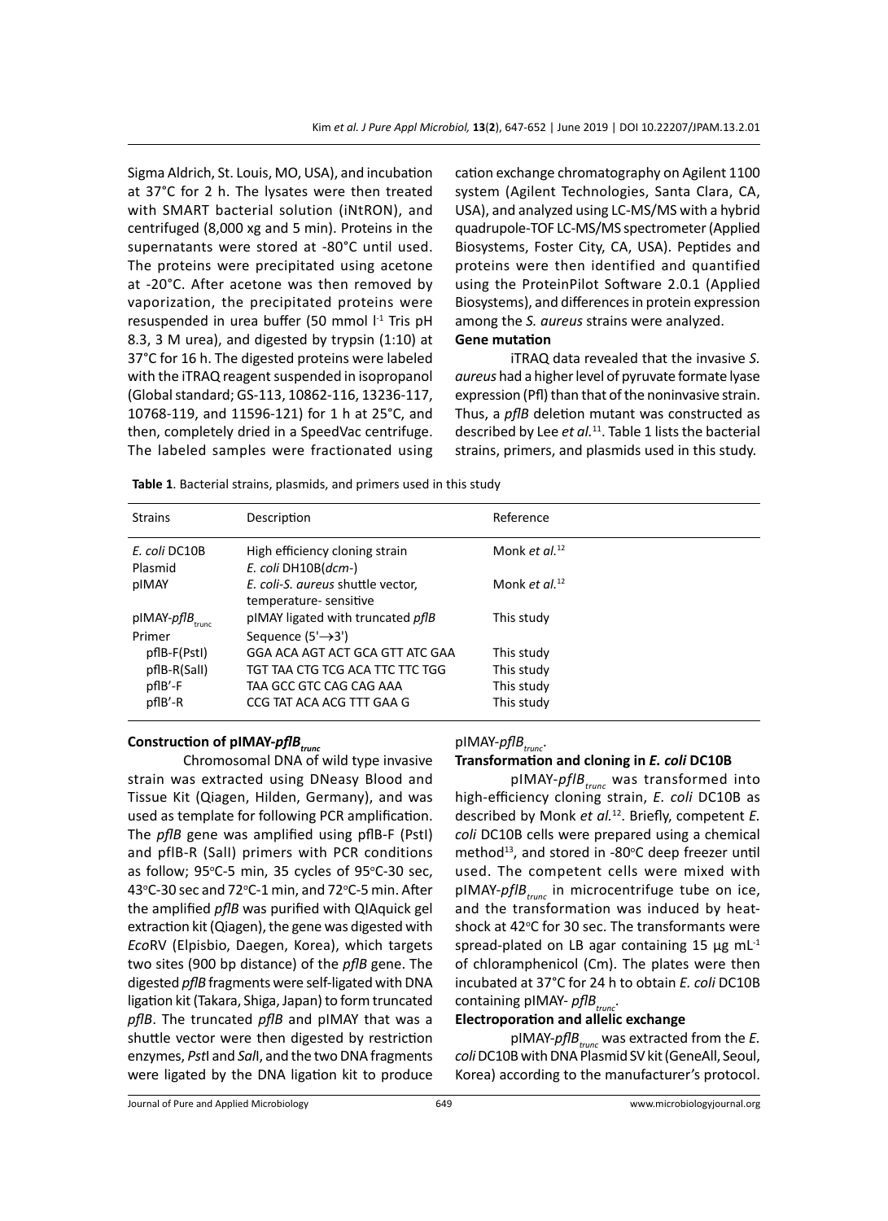Sigma Aldrich, St. Louis, MO, USA), and incubation at 37°C for 2 h. The lysates were then treated with SMART bacterial solution (iNtRON), and centrifuged (8,000 xg and 5 min). Proteins in the supernatants were stored at -80°C until used. The proteins were precipitated using acetone at -20°C. After acetone was then removed by vaporization, the precipitated proteins were resuspended in urea buffer (50 mmol $l^{-1}$ Tris pH 8.3, 3 M urea), and digested by trypsin (1:10) at 37°C for 16 h. The digested proteins were labeled with the iTRAQ reagent suspended in isopropanol (Global standard; GS-113, 10862-116, 13236-117, 10768-119, and 11596-121) for 1 h at 25°C, and then, completely dried in a SpeedVac centrifuge. The labeled samples were fractionated using cation exchange chromatography on Agilent 1100 system (Agilent Technologies, Santa Clara, CA, USA), and analyzed using LC-MS/MS with a hybrid quadrupole-TOF LC-MS/MS spectrometer (Applied Biosystems, Foster City, CA, USA). Peptides and proteins were then identified and quantified using the ProteinPilot Software 2.0.1 (Applied Biosystems), and differences in protein expression among the *S. aureus* strains were analyzed.

### Gene mutation

iTRAQ data revealed that the invasive *S. aureus* had a higher level of pyruvate formate lyase expression (Pfl) than that of the noninvasive strain. Thus, a *pflB* deletion mutant was constructed as described by Lee *et al.*[11]. Table 1 lists the bacterial strains, primers, and plasmids used in this study.

**Table 1**. Bacterial strains, plasmids, and primers used in this study

| Strains | Description | Reference |
|---|---|---|
| *E. coli* DC10B | High efficiency cloning strain *E. coli* DH10B(*dcm*-) | Monk *et al.*[12] |
| Plasmid | | |
| pIMAY | *E. coli-S. aureus* shuttle vector, temperature- sensitive | Monk *et al.*[12] |
| pIMAY-*pflB*$_{trunc}$ | pIMAY ligated with truncated *pflB* | This study |
| Primer | Sequence (5'→3') | |
| pflB-F(PstI) | GGA ACA AGT ACT GCA GTT ATC GAA | This study |
| pflB-R(SalI) | TGT TAA CTG TCG ACA TTC TTC TGG | This study |
| pflB'-F | TAA GCC GTC CAG CAG AAA | This study |
| pflB'-R | CCG TAT ACA ACG TTT GAA G | This study |

### Construction of pIMAY-*pflB*$_{trunc}$

Chromosomal DNA of wild type invasive strain was extracted using DNeasy Blood and Tissue Kit (Qiagen, Hilden, Germany), and was used as template for following PCR amplification. The *pflB* gene was amplified using pflB-F (PstI) and pflB-R (SalI) primers with PCR conditions as follow; 95°C-5 min, 35 cycles of 95°C-30 sec, 43°C-30 sec and 72°C-1 min, and 72°C-5 min. After the amplified *pflB* was purified with QIAquick gel extraction kit (Qiagen), the gene was digested with *Eco*RV (Elpisbio, Daegen, Korea), which targets two sites (900 bp distance) of the *pflB* gene. The digested *pflB* fragments were self-ligated with DNA ligation kit (Takara, Shiga, Japan) to form truncated *pflB*. The truncated *pflB* and pIMAY that was a shuttle vector were then digested by restriction enzymes, *Pst*I and *Sal*I, and the two DNA fragments were ligated by the DNA ligation kit to produce pIMAY-*pflB*$_{trunc}$.

### Transformation and cloning in *E. coli* DC10B

pIMAY-*pflB*$_{trunc}$ was transformed into high-efficiency cloning strain, *E. coli* DC10B as described by Monk *et al.*[12]. Briefly, competent *E. coli* DC10B cells were prepared using a chemical method[13], and stored in -80°C deep freezer until used. The competent cells were mixed with pIMAY-*pflB*$_{trunc}$ in microcentrifuge tube on ice, and the transformation was induced by heat-shock at 42°C for 30 sec. The transformants were spread-plated on LB agar containing 15 µg $mL^{-1}$ of chloramphenicol (Cm). The plates were then incubated at 37°C for 24 h to obtain *E. coli* DC10B containing pIMAY- *pflB*$_{trunc}$.

### Electroporation and allelic exchange

pIMAY-*pflB*$_{trunc}$ was extracted from the *E. coli* DC10B with DNA Plasmid SV kit (GeneAll, Seoul, Korea) according to the manufacturer's protocol.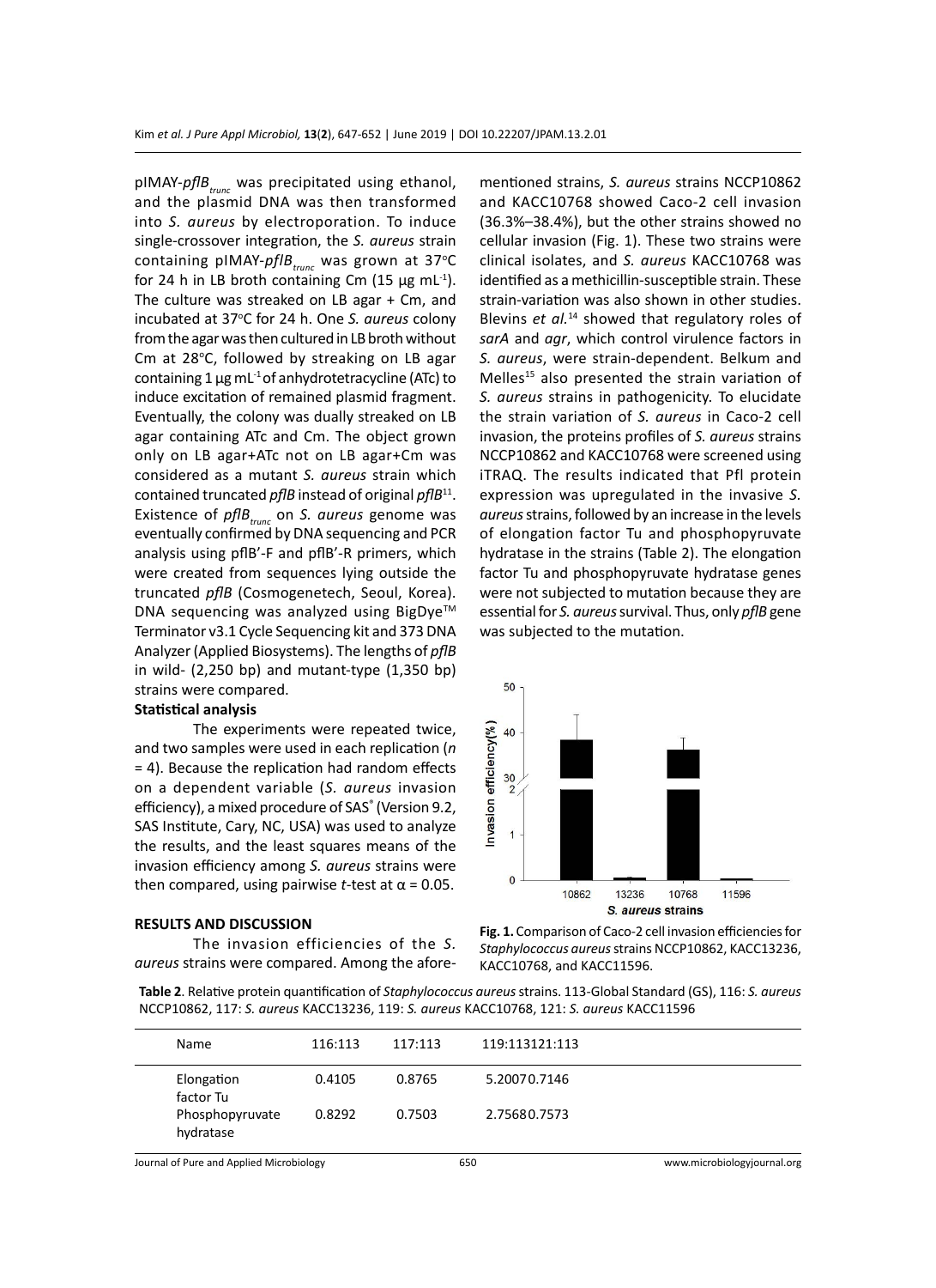pIMAY-$pflB_{trunc}$ was precipitated using ethanol, and the plasmid DNA was then transformed into *S. aureus* by electroporation. To induce single-crossover integration, the *S. aureus* strain containing pIMAY-$pflB_{trunc}$ was grown at 37°C for 24 h in LB broth containing Cm (15 µg $mL^{-1}$). The culture was streaked on LB agar + Cm, and incubated at 37°C for 24 h. One *S. aureus* colony from the agar was then cultured in LB broth without Cm at 28°C, followed by streaking on LB agar containing 1 µg $mL^{-1}$ of anhydrotetracycline (ATc) to induce excitation of remained plasmid fragment. Eventually, the colony was dually streaked on LB agar containing ATc and Cm. The object grown only on LB agar+ATc not on LB agar+Cm was considered as a mutant *S. aureus* strain which contained truncated *pflB* instead of original *pflB*[11]. Existence of $pflB_{trunc}$ on *S. aureus* genome was eventually confirmed by DNA sequencing and PCR analysis using pflB'-F and pflB'-R primers, which were created from sequences lying outside the truncated *pflB* (Cosmogenetech, Seoul, Korea). DNA sequencing was analyzed using BigDye™ Terminator v3.1 Cycle Sequencing kit and 373 DNA Analyzer (Applied Biosystems). The lengths of *pflB* in wild- (2,250 bp) and mutant-type (1,350 bp) strains were compared.

**Statistical analysis**

The experiments were repeated twice, and two samples were used in each replication ($n$ = 4). Because the replication had random effects on a dependent variable (*S. aureus* invasion efficiency), a mixed procedure of SAS® (Version 9.2, SAS Institute, Cary, NC, USA) was used to analyze the results, and the least squares means of the invasion efficiency among *S. aureus* strains were then compared, using pairwise $t$-test at $\alpha = 0.05$.

## RESULTS AND DISCUSSION

The invasion efficiencies of the *S. aureus* strains were compared. Among the aforementioned strains, *S. aureus* strains NCCP10862 and KACC10768 showed Caco-2 cell invasion (36.3%–38.4%), but the other strains showed no cellular invasion (Fig. 1). These two strains were clinical isolates, and *S. aureus* KACC10768 was identified as a methicillin-susceptible strain. These strain-variation was also shown in other studies. Blevins *et al.*[14] showed that regulatory roles of *sarA* and *agr*, which control virulence factors in *S. aureus*, were strain-dependent. Belkum and Melles[15] also presented the strain variation of *S. aureus* strains in pathogenicity. To elucidate the strain variation of *S. aureus* in Caco-2 cell invasion, the proteins profiles of *S. aureus* strains NCCP10862 and KACC10768 were screened using iTRAQ. The results indicated that Pfl protein expression was upregulated in the invasive *S. aureus* strains, followed by an increase in the levels of elongation factor Tu and phosphopyruvate hydratase in the strains (Table 2). The elongation factor Tu and phosphopyruvate hydratase genes were not subjected to mutation because they are essential for *S. aureus* survival. Thus, only *pflB* gene was subjected to the mutation.

**Fig. 1.** Comparison of Caco-2 cell invasion efficiencies for *Staphylococcus aureus* strains NCCP10862, KACC13236, KACC10768, and KACC11596.

**Table 2**. Relative protein quantification of *Staphylococcus aureus* strains. 113-Global Standard (GS), 116: *S. aureus* NCCP10862, 117: *S. aureus* KACC13236, 119: *S. aureus* KACC10768, 121: *S. aureus* KACC11596

| Name | 116:113 | 117:113 | 119:113 | 121:113 |
|---|---|---|---|---|
| Elongation factor Tu | 0.4105 | 0.8765 | 5.2007 | 0.7146 |
| Phosphopyruvate hydratase | 0.8292 | 0.7503 | 2.7568 | 0.7573 |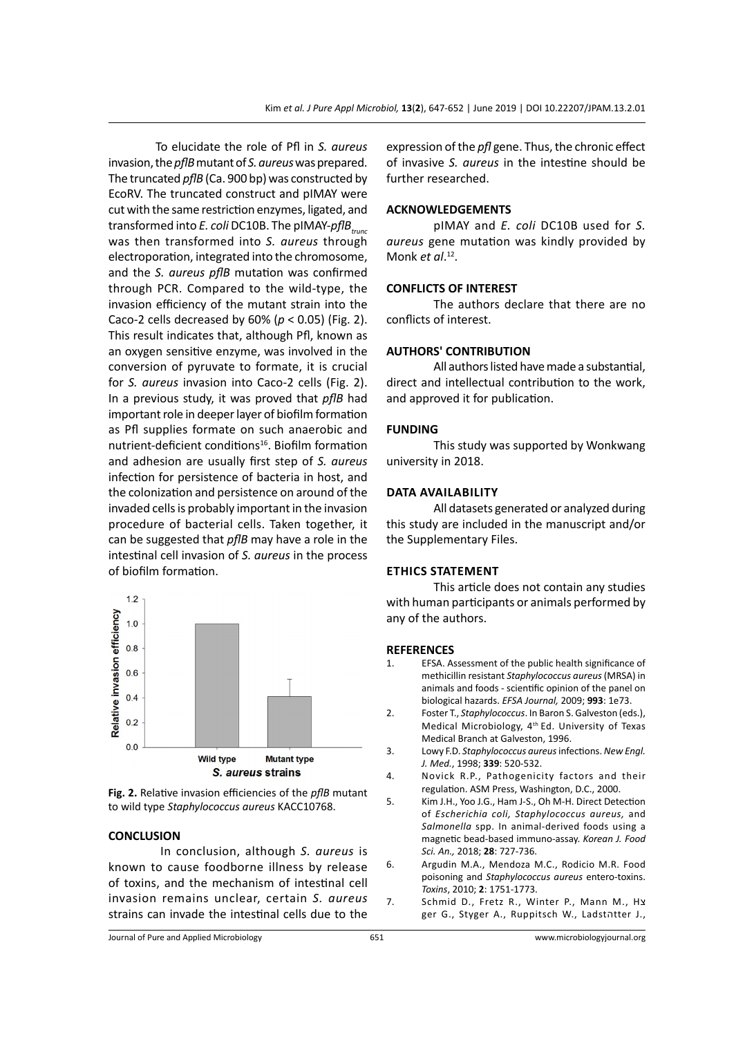To elucidate the role of Pfl in *S. aureus* invasion, the *pflB* mutant of *S. aureus* was prepared. The truncated *pflB* (Ca. 900 bp) was constructed by EcoRV. The truncated construct and pIMAY were cut with the same restriction enzymes, ligated, and transformed into *E. coli* DC10B. The pIMAY-$pflB_{trunc}$ was then transformed into *S. aureus* through electroporation, integrated into the chromosome, and the *S. aureus pflB* mutation was confirmed through PCR. Compared to the wild-type, the invasion efficiency of the mutant strain into the Caco-2 cells decreased by 60% ($p < 0.05$) (Fig. 2). This result indicates that, although Pfl, known as an oxygen sensitive enzyme, was involved in the conversion of pyruvate to formate, it is crucial for *S. aureus* invasion into Caco-2 cells (Fig. 2). In a previous study, it was proved that *pflB* had important role in deeper layer of biofilm formation as Pfl supplies formate on such anaerobic and nutrient-deficient conditions[16]. Biofilm formation and adhesion are usually first step of *S. aureus* infection for persistence of bacteria in host, and the colonization and persistence on around of the invaded cells is probably important in the invasion procedure of bacterial cells. Taken together, it can be suggested that *pflB* may have a role in the intestinal cell invasion of *S. aureus* in the process of biofilm formation.

**Fig. 2.** Relative invasion efficiencies of the *pflB* mutant to wild type *Staphylococcus aureus* KACC10768.

## CONCLUSION

In conclusion, although *S. aureus* is known to cause foodborne illness by release of toxins, and the mechanism of intestinal cell invasion remains unclear, certain *S. aureus* strains can invade the intestinal cells due to the expression of the *pfl* gene. Thus, the chronic effect of invasive *S. aureus* in the intestine should be further researched.

## ACKNOWLEDGEMENTS

pIMAY and *E. coli* DC10B used for *S. aureus* gene mutation was kindly provided by Monk *et al*.[12].

## CONFLICTS OF INTEREST

The authors declare that there are no conflicts of interest.

## AUTHORS' CONTRIBUTION

All authors listed have made a substantial, direct and intellectual contribution to the work, and approved it for publication.

## FUNDING

This study was supported by Wonkwang university in 2018.

## DATA AVAILABILITY

All datasets generated or analyzed during this study are included in the manuscript and/or the Supplementary Files.

## ETHICS STATEMENT

This article does not contain any studies with human participants or animals performed by any of the authors.

## REFERENCES

1. EFSA. Assessment of the public health significance of methicillin resistant *Staphylococcus aureus* (MRSA) in animals and foods - scientific opinion of the panel on biological hazards. *EFSA Journal,* 2009; **993**: 1e73.
2. Foster T., *Staphylococcus*. In Baron S. Galveston (eds.), Medical Microbiology, 4th Ed. University of Texas Medical Branch at Galveston, 1996.
3. Lowy F.D. *Staphylococcus aureus* infections. *New Engl. J. Med.*, 1998; **339**: 520-532.
4. Novick R.P., Pathogenicity factors and their regulation. ASM Press, Washington, D.C., 2000.
5. Kim J.H., Yoo J.G., Ham J-S., Oh M-H. Direct Detection of *Escherichia coli, Staphylococcus aureus,* and *Salmonella* spp. In animal-derived foods using a magnetic bead-based immuno-assay. *Korean J. Food Sci. An.,* 2018; **28**: 727-736.
6. Argudin M.A., Mendoza M.C., Rodicio M.R. Food poisoning and *Staphylococcus aureus* entero-toxins. *Toxins*, 2010; **2**: 1751-1773.
7. Schmid D., Fretz R., Winter P., Mann M., Hצger G., Styger A., Ruppitsch W., Ladstהtter J.,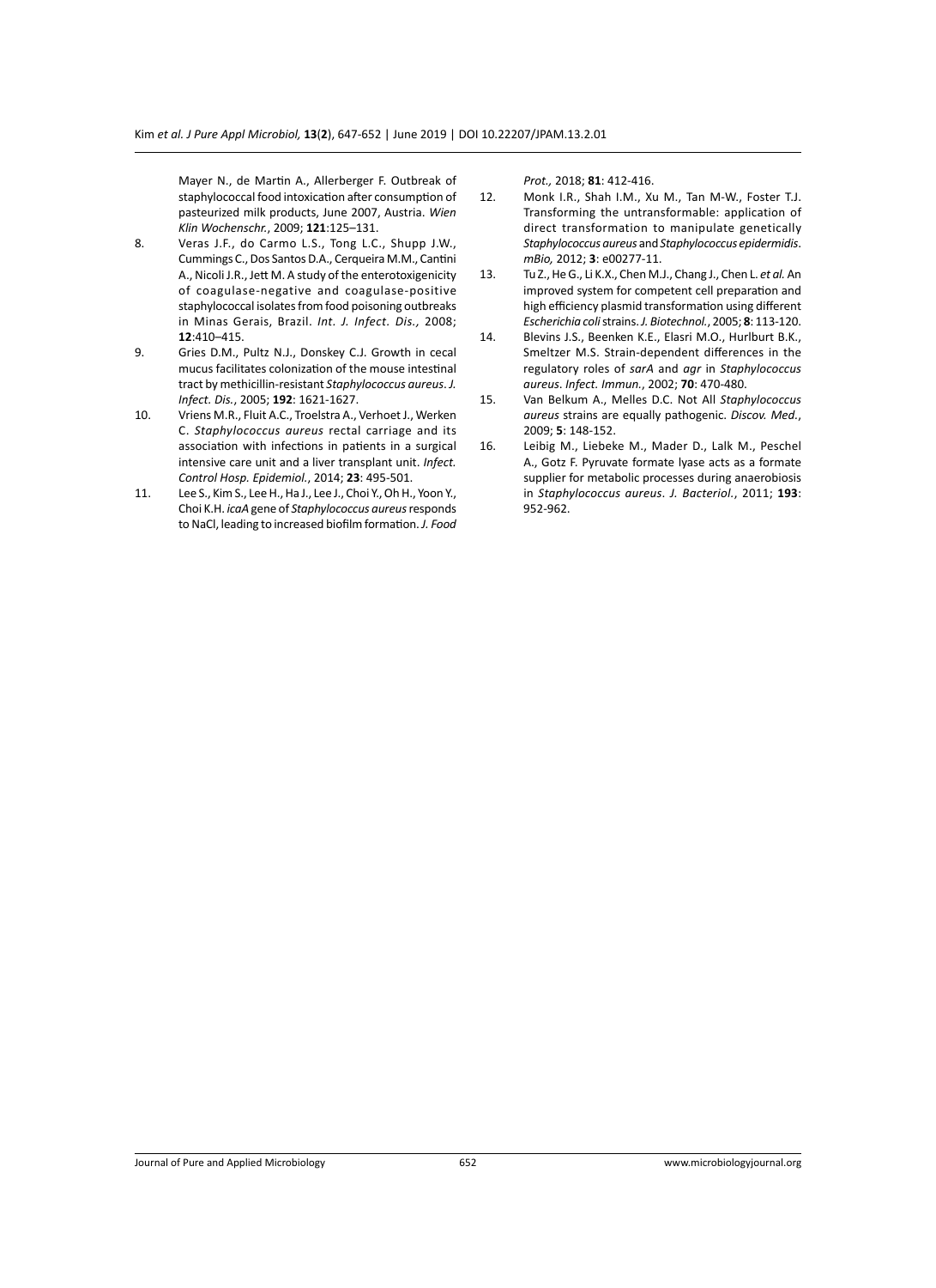Mayer N., de Martin A., Allerberger F. Outbreak of staphylococcal food intoxication after consumption of pasteurized milk products, June 2007, Austria. *Wien Klin Wochenschr.*, 2009; **121**:125–131.

8. Veras J.F., do Carmo L.S., Tong L.C., Shupp J.W., Cummings C., Dos Santos D.A., Cerqueira M.M., Cantini A., Nicoli J.R., Jett M. A study of the enterotoxigenicity of coagulase-negative and coagulase-positive staphylococcal isolates from food poisoning outbreaks in Minas Gerais, Brazil. *Int. J. Infect. Dis.,* 2008; **12**:410–415.
9. Gries D.M., Pultz N.J., Donskey C.J. Growth in cecal mucus facilitates colonization of the mouse intestinal tract by methicillin-resistant *Staphylococcus aureus*. *J. Infect. Dis.*, 2005; **192**: 1621-1627.
10. Vriens M.R., Fluit A.C., Troelstra A., Verhoet J., Werken C. *Staphylococcus aureus* rectal carriage and its association with infections in patients in a surgical intensive care unit and a liver transplant unit. *Infect. Control Hosp. Epidemiol.*, 2014; **23**: 495-501.
11. Lee S., Kim S., Lee H., Ha J., Lee J., Choi Y., Oh H., Yoon Y., Choi K.H. *icaA* gene of *Staphylococcus aureus* responds to NaCl, leading to increased biofilm formation. *J. Food Prot.,* 2018; **81**: 412-416.
12. Monk I.R., Shah I.M., Xu M., Tan M-W., Foster T.J. Transforming the untransformable: application of direct transformation to manipulate genetically *Staphylococcus aureus* and *Staphylococcus epidermidis*. *mBio,* 2012; **3**: e00277-11.
13. Tu Z., He G., Li K.X., Chen M.J., Chang J., Chen L. *et al.* An improved system for competent cell preparation and high efficiency plasmid transformation using different *Escherichia coli* strains. *J. Biotechnol.*, 2005; **8**: 113-120.
14. Blevins J.S., Beenken K.E., Elasri M.O., Hurlburt B.K., Smeltzer M.S. Strain-dependent differences in the regulatory roles of *sarA* and *agr* in *Staphylococcus aureus*. *Infect. Immun.*, 2002; **70**: 470-480.
15. Van Belkum A., Melles D.C. Not All *Staphylococcus aureus* strains are equally pathogenic. *Discov. Med.*, 2009; **5**: 148-152.
16. Leibig M., Liebeke M., Mader D., Lalk M., Peschel A., Gotz F. Pyruvate formate lyase acts as a formate supplier for metabolic processes during anaerobiosis in *Staphylococcus aureus*. *J. Bacteriol.*, 2011; **193**: 952-962.